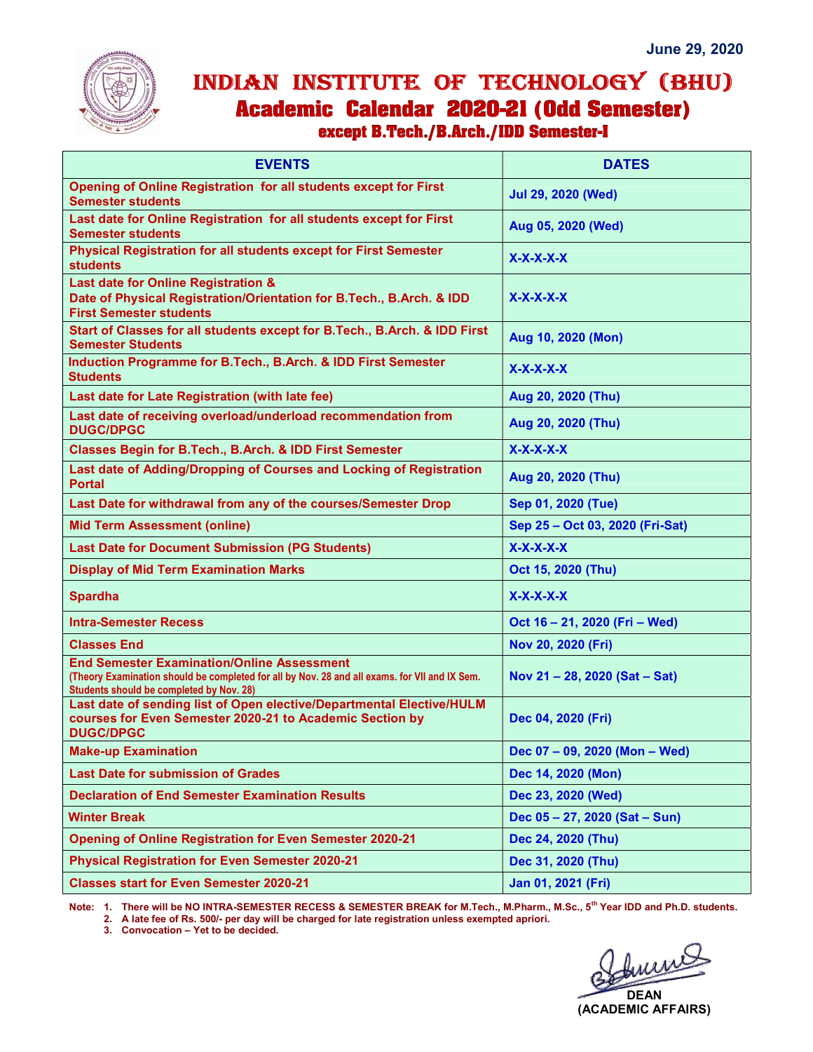June 29, 2020

# INDIAN INSTITUTE OF TECHNOLOGY (BHU)

## Academic Calendar 2020-21 (Odd Semester)

### except B.Tech./B.Arch./IDD Semester-I

| EVENTS | DATES |
|---|---|
| Opening of Online Registration for all students except for First Semester students | Jul 29, 2020 (Wed) |
| Last date for Online Registration for all students except for First Semester students | Aug 05, 2020 (Wed) |
| Physical Registration for all students except for First Semester students | X-X-X-X-X |
| Last date for Online Registration & Date of Physical Registration/Orientation for B.Tech., B.Arch. & IDD First Semester students | X-X-X-X-X |
| Start of Classes for all students except for B.Tech., B.Arch. & IDD First Semester Students | Aug 10, 2020 (Mon) |
| Induction Programme for B.Tech., B.Arch. & IDD First Semester Students | X-X-X-X-X |
| Last date for Late Registration (with late fee) | Aug 20, 2020 (Thu) |
| Last date of receiving overload/underload recommendation from DUGC/DPGC | Aug 20, 2020 (Thu) |
| Classes Begin for B.Tech., B.Arch. & IDD First Semester | X-X-X-X-X |
| Last date of Adding/Dropping of Courses and Locking of Registration Portal | Aug 20, 2020 (Thu) |
| Last Date for withdrawal from any of the courses/Semester Drop | Sep 01, 2020 (Tue) |
| Mid Term Assessment (online) | Sep 25 – Oct 03, 2020 (Fri-Sat) |
| Last Date for Document Submission (PG Students) | X-X-X-X-X |
| Display of Mid Term Examination Marks | Oct 15, 2020 (Thu) |
| Spardha | X-X-X-X-X |
| Intra-Semester Recess | Oct 16 – 21, 2020 (Fri – Wed) |
| Classes End | Nov 20, 2020 (Fri) |
| End Semester Examination/Online Assessment (Theory Examination should be completed for all by Nov. 28 and all exams. for VII and IX Sem. Students should be completed by Nov. 28) | Nov 21 – 28, 2020 (Sat – Sat) |
| Last date of sending list of Open elective/Departmental Elective/HULM courses for Even Semester 2020-21 to Academic Section by DUGC/DPGC | Dec 04, 2020 (Fri) |
| Make-up Examination | Dec 07 – 09, 2020 (Mon – Wed) |
| Last Date for submission of Grades | Dec 14, 2020 (Mon) |
| Declaration of End Semester Examination Results | Dec 23, 2020 (Wed) |
| Winter Break | Dec 05 – 27, 2020 (Sat – Sun) |
| Opening of Online Registration for Even Semester 2020-21 | Dec 24, 2020 (Thu) |
| Physical Registration for Even Semester 2020-21 | Dec 31, 2020 (Thu) |
| Classes start for Even Semester 2020-21 | Jan 01, 2021 (Fri) |

Note:
1. There will be NO INTRA-SEMESTER RECESS & SEMESTER BREAK for M.Tech., M.Pharm., M.Sc., 5th Year IDD and Ph.D. students.
2. A late fee of Rs. 500/- per day will be charged for late registration unless exempted apriori.
3. Convocation – Yet to be decided.

DEAN
(ACADEMIC AFFAIRS)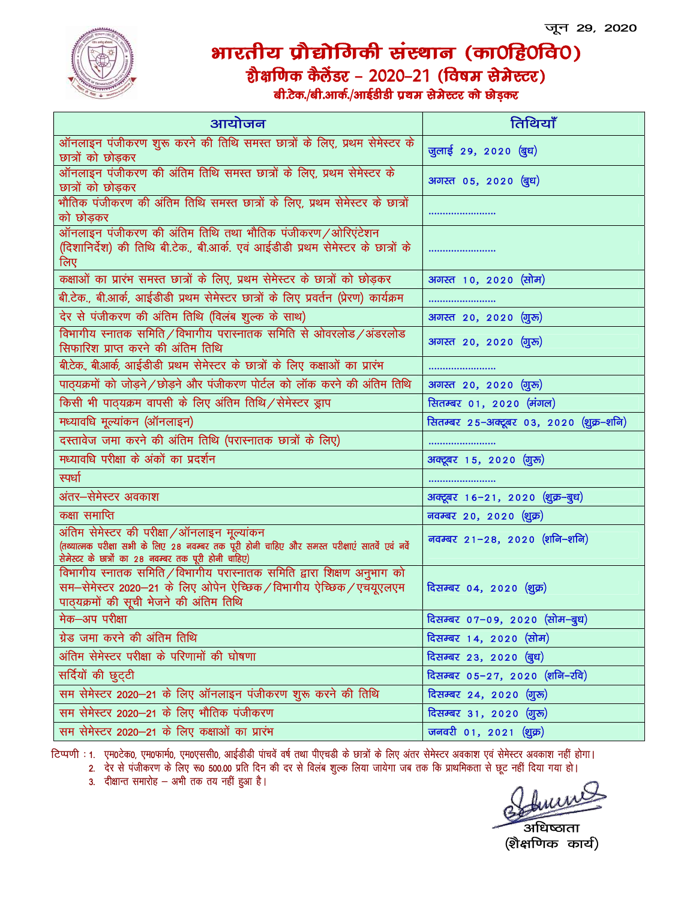जून 29, 2020

# भारतीय प्रौद्योगिकी संस्थान (का0हि0वि0)

## शैक्षणिक कैलेंडर – 2020–21 (विषम सेमेस्टर)

### बी.टेक./बी.आर्क./आईडीडी प्रथम सेमेस्टर को छोड़कर

| आयोजन | तिथियाँ |
|---|---|
| ऑनलाइन पंजीकरण शुरू करने की तिथि समस्त छात्रों के लिए, प्रथम सेमेस्टर के छात्रों को छोड़कर | जुलाई 29, 2020 (बुध) |
| ऑनलाइन पंजीकरण की अंतिम तिथि समस्त छात्रों के लिए, प्रथम सेमेस्टर के छात्रों को छोड़कर | अगस्त 05, 2020 (बुध) |
| भौतिक पंजीकरण की अंतिम तिथि समस्त छात्रों के लिए, प्रथम सेमेस्टर के छात्रों को छोड़कर | ...................... |
| ऑनलाइन पंजीकरण की अंतिम तिथि तथा भौतिक पंजीकरण/ओरिएंटेशन (दिशानिर्देश) की तिथि बी.टेक., बी.आर्क. एवं आईडीडी प्रथम सेमेस्टर के छात्रों के लिए | ...................... |
| कक्षाओं का प्रारंभ समस्त छात्रों के लिए, प्रथम सेमेस्टर के छात्रों को छोड़कर | अगस्त 10, 2020 (सोम) |
| बी.टेक., बी.आर्क, आईडीडी प्रथम सेमेस्टर छात्रों के लिए प्रवर्तन (प्रेरण) कार्यक्रम | ...................... |
| देर से पंजीकरण की अंतिम तिथि (विलंब शुल्क के साथ) | अगस्त 20, 2020 (गुरु) |
| विभागीय स्नातक समिति/विभागीय परास्नातक समिति से ओवरलोड/अंडरलोड सिफारिश प्राप्त करने की अंतिम तिथि | अगस्त 20, 2020 (गुरु) |
| बी.टेक., बी.आर्क, आईडीडी प्रथम सेमेस्टर के छात्रों के लिए कक्षाओं का प्रारंभ | ...................... |
| पाठ्यक्रमों को जोड़ने/छोड़ने और पंजीकरण पोर्टल को लॉक करने की अंतिम तिथि | अगस्त 20, 2020 (गुरु) |
| किसी भी पाठ्यक्रम वापसी के लिए अंतिम तिथि/सेमेस्टर ड्राप | सितम्बर 01, 2020 (मंगल) |
| मध्यावधि मूल्यांकन (ऑनलाइन) | सितम्बर 25–अक्टूबर 03, 2020 (शुक्र–शनि) |
| दस्तावेज जमा करने की अंतिम तिथि (परास्नातक छात्रों के लिए) | ...................... |
| मध्यावधि परीक्षा के अंकों का प्रदर्शन | अक्टूबर 15, 2020 (गुरु) |
| स्पर्धा | ...................... |
| अंतर–सेमेस्टर अवकाश | अक्टूबर 16–21, 2020 (शुक्र–बुध) |
| कक्षा समाप्ति | नवम्बर 20, 2020 (शुक्र) |
| अंतिम सेमेस्टर की परीक्षा/ऑनलाइन मूल्यांकन (तथ्यात्मक परीक्षा सभी के लिए 28 नवम्बर तक पूरी होनी चाहिए और समस्त परीक्षाएं सातवें एवं नवें सेमेस्टर के छात्रों का 28 नवम्बर तक पूरी होनी चाहिए) | नवम्बर 21–28, 2020 (शनि–शनि) |
| विभागीय स्नातक समिति/विभागीय परास्नातक समिति द्वारा शिक्षण अनुभाग को सम–सेमेस्टर 2020–21 के लिए ओपेन ऐच्छिक/विभागीय ऐच्छिक/एचयूएलएम पाठ्यक्रमों की सूची भेजने की अंतिम तिथि | दिसम्बर 04, 2020 (शुक्र) |
| मेक–अप परीक्षा | दिसम्बर 07–09, 2020 (सोम–बुध) |
| ग्रेड जमा करने की अंतिम तिथि | दिसम्बर 14, 2020 (सोम) |
| अंतिम सेमेस्टर परीक्षा के परिणामों की घोषणा | दिसम्बर 23, 2020 (बुध) |
| सर्दियों की छुट्टी | दिसम्बर 05–27, 2020 (शनि–रवि) |
| सम सेमेस्टर 2020–21 के लिए ऑनलाइन पंजीकरण शुरू करने की तिथि | दिसम्बर 24, 2020 (गुरु) |
| सम सेमेस्टर 2020–21 के लिए भौतिक पंजीकरण | दिसम्बर 31, 2020 (गुरु) |
| सम सेमेस्टर 2020–21 के लिए कक्षाओं का प्रारंभ | जनवरी 01, 2021 (शुक्र) |

टिप्पणी :
1. एम0टेक0, एम0फार्म0, एम0एससी0, आईडीडी पांचवें वर्ष तथा पीएचडी के छात्रों के लिए अंतर सेमेस्टर अवकाश एवं सेमेस्टर अवकाश नहीं होगा।
2. देर से पंजीकरण के लिए रू0 500.00 प्रति दिन की दर से विलंब शुल्क लिया जायेगा जब तक कि प्राथमिकता से छूट नहीं दिया गया हो।
3. दीक्षान्त समारोह – अभी तक तय नहीं हुआ है।

अधिष्ठाता
(शैक्षणिक कार्य)